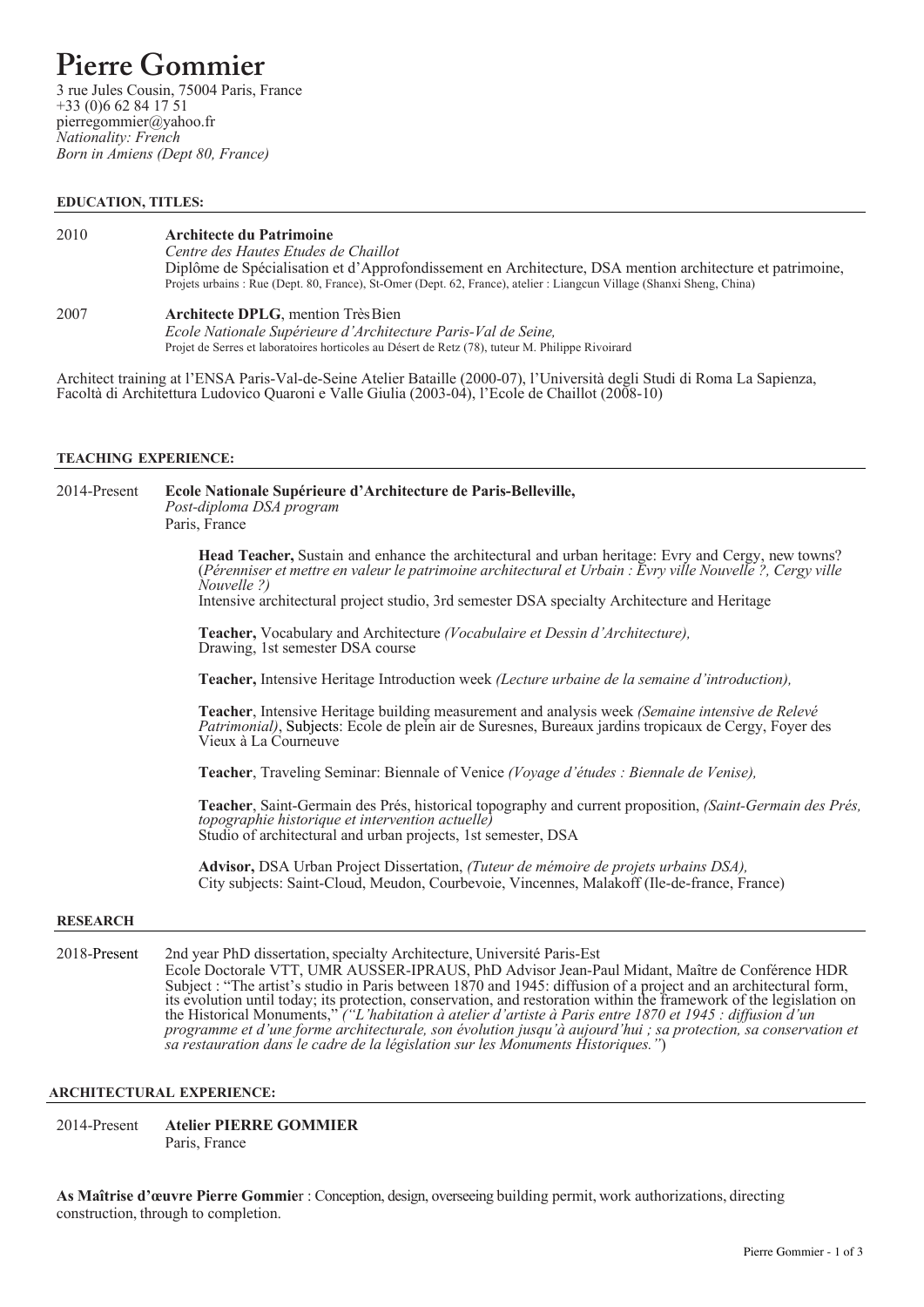# Pierre Gommier

3 rue Jules Cousin, 75004 Paris, France
+33 (0)6 62 84 17 51
pierregommier@yahoo.fr
*Nationality: French*
*Born in Amiens (Dept 80, France)*

## EDUCATION, TITLES:

2010 — **Architecte du Patrimoine**
*Centre des Hautes Etudes de Chaillot*
Diplôme de Spécialisation et d'Approfondissement en Architecture, DSA mention architecture et patrimoine,
Projets urbains : Rue (Dept. 80, France), St-Omer (Dept. 62, France), atelier : Liangcun Village (Shanxi Sheng, China)

2007 — **Architecte DPLG**, mention Très Bien
*Ecole Nationale Supérieure d'Architecture Paris-Val de Seine,*
Projet de Serres et laboratoires horticoles au Désert de Retz (78), tuteur M. Philippe Rivoirard

Architect training at l'ENSA Paris-Val-de-Seine Atelier Bataille (2000-07), l'Università degli Studi di Roma La Sapienza, Facoltà di Architettura Ludovico Quaroni e Valle Giulia (2003-04), l'Ecole de Chaillot (2008-10)

## TEACHING EXPERIENCE:

2014-Present — **Ecole Nationale Supérieure d'Architecture de Paris-Belleville,**
*Post-diploma DSA program*
Paris, France

**Head Teacher,** Sustain and enhance the architectural and urban heritage: Evry and Cergy, new towns? (*Pérenniser et mettre en valeur le patrimoine architectural et Urbain : Evry ville Nouvelle ?, Cergy ville Nouvelle ?)*
Intensive architectural project studio, 3rd semester DSA specialty Architecture and Heritage

**Teacher,** Vocabulary and Architecture *(Vocabulaire et Dessin d'Architecture),*
Drawing, 1st semester DSA course

**Teacher,** Intensive Heritage Introduction week *(Lecture urbaine de la semaine d'introduction),*

**Teacher**, Intensive Heritage building measurement and analysis week *(Semaine intensive de Relevé Patrimonial)*, Subjects: Ecole de plein air de Suresnes, Bureaux jardins tropicaux de Cergy, Foyer des Vieux à La Courneuve

**Teacher**, Traveling Seminar: Biennale of Venice *(Voyage d'études : Biennale de Venise),*

**Teacher**, Saint-Germain des Prés, historical topography and current proposition, *(Saint-Germain des Prés, topographie historique et intervention actuelle)*
Studio of architectural and urban projects, 1st semester, DSA

**Advisor,** DSA Urban Project Dissertation, *(Tuteur de mémoire de projets urbains DSA),*
City subjects: Saint-Cloud, Meudon, Courbevoie, Vincennes, Malakoff (Ile-de-france, France)

## RESEARCH

2018-Present — 2nd year PhD dissertation, specialty Architecture, Université Paris-Est
Ecole Doctorale VTT, UMR AUSSER-IPRAUS, PhD Advisor Jean-Paul Midant, Maître de Conférence HDR
Subject : "The artist's studio in Paris between 1870 and 1945: diffusion of a project and an architectural form, its evolution until today; its protection, conservation, and restoration within the framework of the legislation on the Historical Monuments," *("L'habitation à atelier d'artiste à Paris entre 1870 et 1945 : diffusion d'un programme et d'une forme architecturale, son évolution jusqu'à aujourd'hui ; sa protection, sa conservation et sa restauration dans le cadre de la législation sur les Monuments Historiques.")*

## ARCHITECTURAL EXPERIENCE:

2014-Present — **Atelier PIERRE GOMMIER**
Paris, France

**As Maîtrise d'œuvre Pierre Gommie**r : Conception, design, overseeing building permit, work authorizations, directing construction, through to completion.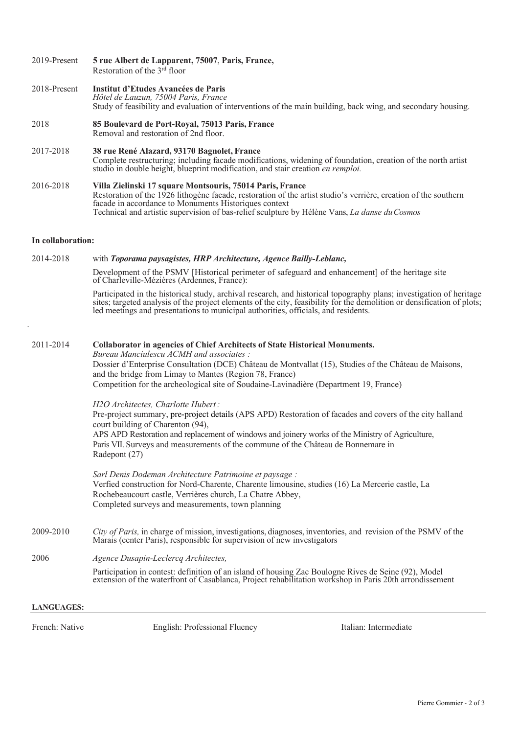2019-Present **5 rue Albert de Lapparent, 75007, Paris, France,**
Restoration of the 3rd floor

2018-Present **Institut d'Etudes Avancées de Paris**
*Hôtel de Lauzun, 75004 Paris, France*
Study of feasibility and evaluation of interventions of the main building, back wing, and secondary housing.

2018 **85 Boulevard de Port-Royal, 75013 Paris, France**
Removal and restoration of 2nd floor.

2017-2018 **38 rue René Alazard, 93170 Bagnolet, France**
Complete restructuring; including facade modifications, widening of foundation, creation of the north artist studio in double height, blueprint modification, and stair creation *en remploi.*

2016-2018 **Villa Zielinski 17 square Montsouris, 75014 Paris, France**
Restoration of the 1926 lithogène facade, restoration of the artist studio's verrière, creation of the southern facade in accordance to Monuments Historiques context
Technical and artistic supervision of bas-relief sculpture by Hélène Vans, *La danse du Cosmos*

**In collaboration:**

2014-2018 with ***Toporama paysagistes, HRP Architecture, Agence Bailly-Leblanc,***

Development of the PSMV [Historical perimeter of safeguard and enhancement] of the heritage site of Charleville-Mézières (Ardennes, France):

Participated in the historical study, archival research, and historical topography plans; investigation of heritage sites; targeted analysis of the project elements of the city, feasibility for the demolition or densification of plots; led meetings and presentations to municipal authorities, officials, and residents.

2011-2014 **Collaborator in agencies of Chief Architects of State Historical Monuments.**
*Bureau Manciulescu ACMH and associates :*
Dossier d'Enterprise Consultation (DCE) Château de Montvallat (15), Studies of the Château de Maisons, and the bridge from Limay to Mantes (Region 78, France)
Competition for the archeological site of Soudaine-Lavinadière (Department 19, France)

*H2O Architectes, Charlotte Hubert :*
Pre-project summary, pre-project details (APS APD) Restoration of facades and covers of the city halland court building of Charenton (94),
APS APD Restoration and replacement of windows and joinery works of the Ministry of Agriculture, Paris VII. Surveys and measurements of the commune of the Château de Bonnemare in Radepont (27)

*Sarl Denis Dodeman Architecture Patrimoine et paysage :*
Verfied construction for Nord-Charente, Charente limousine, studies (16) La Mercerie castle, La Rochebeaucourt castle, Verrières church, La Chatre Abbey,
Completed surveys and measurements, town planning

2009-2010 *City of Paris,* in charge of mission, investigations, diagnoses, inventories, and revision of the PSMV of the Marais (center Paris), responsible for supervision of new investigators

2006 *Agence Dusapin-Leclercq Architectes,*

Participation in contest: definition of an island of housing Zac Boulogne Rives de Seine (92), Model extension of the waterfront of Casablanca, Project rehabilitation workshop in Paris 20th arrondissement

**LANGUAGES:**

French: Native English: Professional Fluency Italian: Intermediate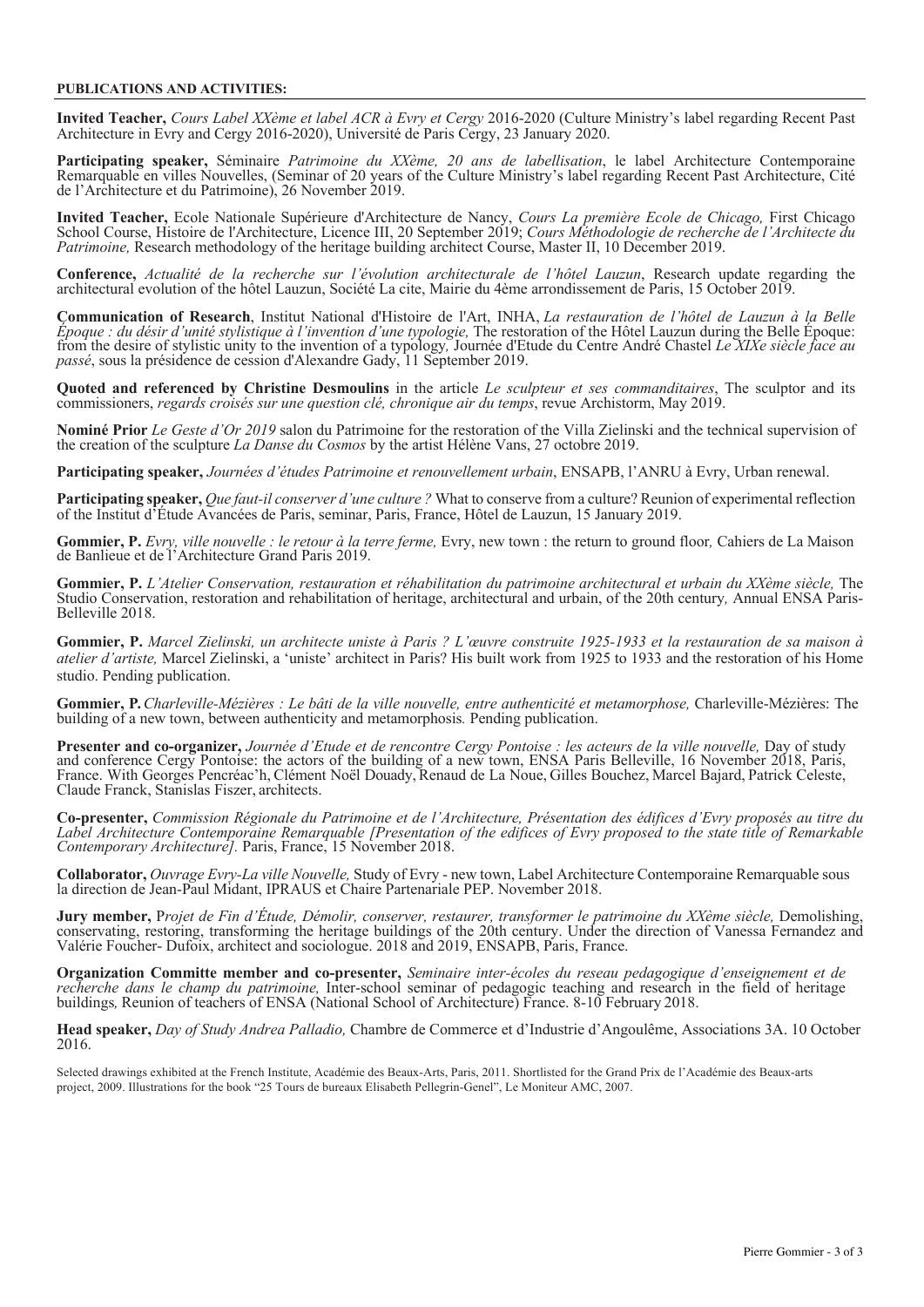**PUBLICATIONS AND ACTIVITIES:**

**Invited Teacher,** *Cours Label XXème et label ACR à Evry et Cergy* 2016-2020 (Culture Ministry's label regarding Recent Past Architecture in Evry and Cergy 2016-2020), Université de Paris Cergy, 23 January 2020.

**Participating speaker,** Séminaire *Patrimoine du XXème, 20 ans de labellisation*, le label Architecture Contemporaine Remarquable en villes Nouvelles, (Seminar of 20 years of the Culture Ministry's label regarding Recent Past Architecture, Cité de l'Architecture et du Patrimoine), 26 November 2019.

**Invited Teacher,** Ecole Nationale Supérieure d'Architecture de Nancy, *Cours La première Ecole de Chicago,* First Chicago School Course, Histoire de l'Architecture, Licence III, 20 September 2019; *Cours Méthodologie de recherche de l'Architecte du Patrimoine,* Research methodology of the heritage building architect Course, Master II, 10 December 2019.

**Conference,** *Actualité de la recherche sur l'évolution architecturale de l'hôtel Lauzun*, Research update regarding the architectural evolution of the hôtel Lauzun, Société La cite, Mairie du 4ème arrondissement de Paris, 15 October 2019.

**Communication of Research**, Institut National d'Histoire de l'Art, INHA, *La restauration de l'hôtel de Lauzun à la Belle Époque : du désir d'unité stylistique à l'invention d'une typologie,* The restoration of the Hôtel Lauzun during the Belle Époque: from the desire of stylistic unity to the invention of a typology*,* Journée d'Etude du Centre André Chastel *Le XIXe siècle face au passé*, sous la présidence de cession d'Alexandre Gady, 11 September 2019.

**Quoted and referenced by Christine Desmoulins** in the article *Le sculpteur et ses commanditaires*, The sculptor and its commissioners, *regards croisés sur une question clé, chronique air du temps*, revue Archistorm, May 2019.

**Nominé Prior** *Le Geste d'Or 2019* salon du Patrimoine for the restoration of the Villa Zielinski and the technical supervision of the creation of the sculpture *La Danse du Cosmos* by the artist Hélène Vans, 27 octobre 2019.

**Participating speaker,** *Journées d'études Patrimoine et renouvellement urbain*, ENSAPB, l'ANRU à Evry, Urban renewal.

**Participating speaker,** *Que faut-il conserver d'une culture ?* What to conserve from a culture? Reunion of experimental reflection of the Institut d'Étude Avancées de Paris, seminar, Paris, France, Hôtel de Lauzun, 15 January 2019.

**Gommier, P.** *Evry, ville nouvelle : le retour à la terre ferme,* Evry, new town : the return to ground floor*,* Cahiers de La Maison de Banlieue et de l'Architecture Grand Paris 2019.

**Gommier, P.** *L'Atelier Conservation, restauration et réhabilitation du patrimoine architectural et urbain du XXème siècle,* The Studio Conservation, restoration and rehabilitation of heritage, architectural and urban, of the 20th century*,* Annual ENSA Paris-Belleville 2018.

**Gommier, P.** *Marcel Zielinski, un architecte uniste à Paris ? L'œuvre construite 1925-1933 et la restauration de sa maison à atelier d'artiste,* Marcel Zielinski, a 'uniste' architect in Paris? His built work from 1925 to 1933 and the restoration of his Home studio. Pending publication.

**Gommier, P.** *Charleville-Mézières : Le bâti de la ville nouvelle, entre authenticité et metamorphose,* Charleville-Mézières: The building of a new town, between authenticity and metamorphosis*.* Pending publication.

**Presenter and co-organizer,** *Journée d'Etude et de rencontre Cergy Pontoise : les acteurs de la ville nouvelle,* Day of study and conference Cergy Pontoise: the actors of the building of a new town, ENSA Paris Belleville, 16 November 2018, Paris, France. With Georges Pencréac'h, Clément Noël Douady, Renaud de La Noue, Gilles Bouchez, Marcel Bajard, Patrick Celeste, Claude Franck, Stanislas Fiszer, architects.

**Co-presenter,** *Commission Régionale du Patrimoine et de l'Architecture, Présentation des édifices d'Evry proposés au titre du Label Architecture Contemporaine Remarquable [Presentation of the edifices of Evry proposed to the state title of Remarkable Contemporary Architecture].* Paris, France, 15 November 2018.

**Collaborator,** *Ouvrage Evry-La ville Nouvelle,* Study of Evry - new town, Label Architecture Contemporaine Remarquable sous la direction de Jean-Paul Midant, IPRAUS et Chaire Partenariale PEP. November 2018.

**Jury member,** P*rojet de Fin d'Étude, Démolir, conserver, restaurer, transformer le patrimoine du XXème siècle,* Demolishing, conservating, restoring, transforming the heritage buildings of the 20th century. Under the direction of Vanessa Fernandez and Valérie Foucher- Dufoix, architect and sociologue. 2018 and 2019, ENSAPB, Paris, France.

**Organization Committe member and co-presenter,** *Seminaire inter-écoles du reseau pedagogique d'enseignement et de recherche dans le champ du patrimoine,* Inter-school seminar of pedagogic teaching and research in the field of heritage buildings*,* Reunion of teachers of ENSA (National School of Architecture) France. 8-10 February 2018.

**Head speaker,** *Day of Study Andrea Palladio,* Chambre de Commerce et d'Industrie d'Angoulême, Associations 3A. 10 October 2016.

Selected drawings exhibited at the French Institute, Académie des Beaux-Arts, Paris, 2011. Shortlisted for the Grand Prix de l'Académie des Beaux-arts project, 2009. Illustrations for the book "25 Tours de bureaux Elisabeth Pellegrin-Genel", Le Moniteur AMC, 2007.